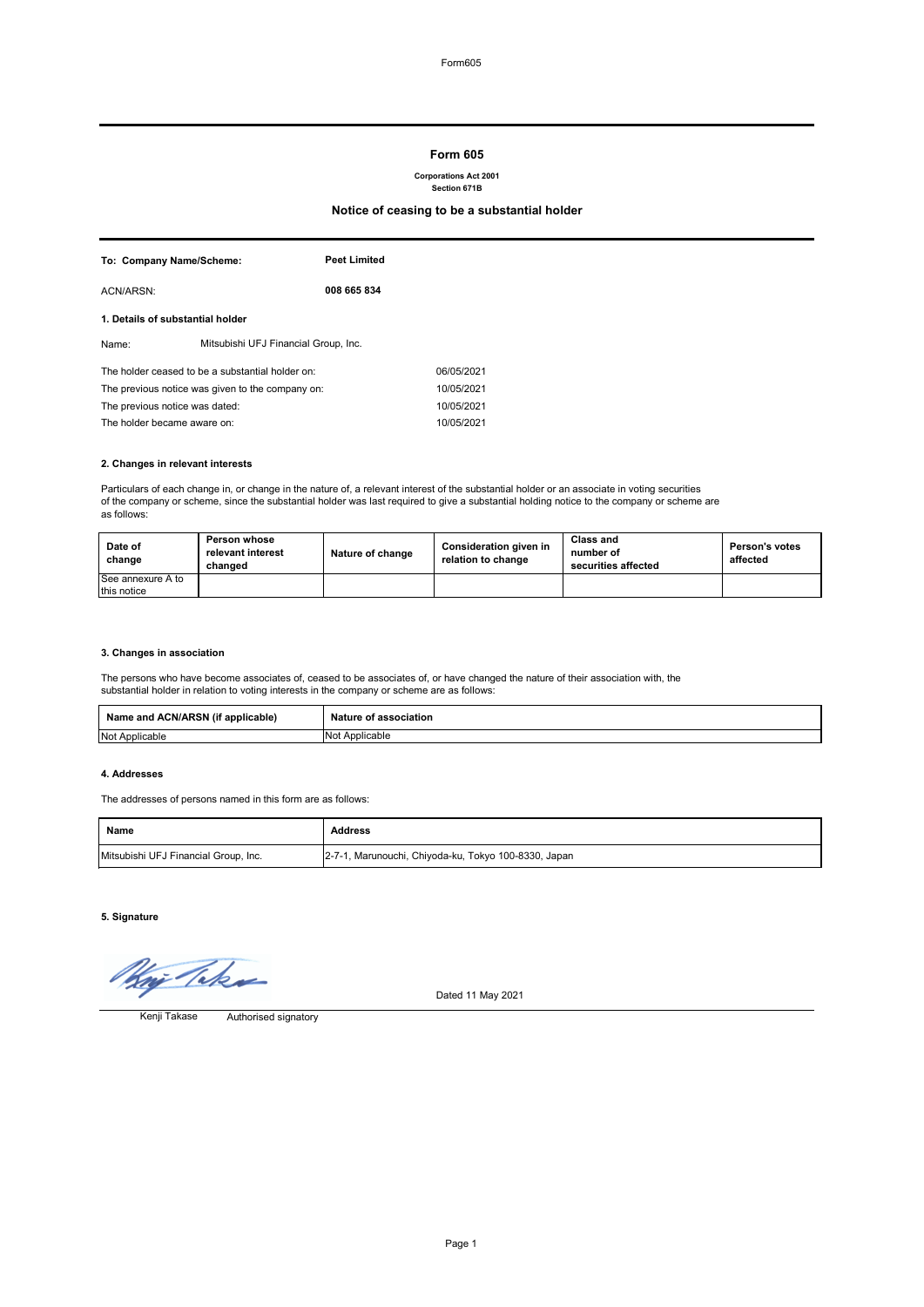# Form 605

**Corporations Act 2001**
**Section 671B**

## Notice of ceasing to be a substantial holder

| | |
|---|---|
| **To: Company Name/Scheme:** | **Peet Limited** |
| ACN/ARSN: | **008 665 834** |

### 1. Details of substantial holder

Name: Mitsubishi UFJ Financial Group, Inc.

| | |
|---|---|
| The holder ceased to be a substantial holder on: | 06/05/2021 |
| The previous notice was given to the company on: | 10/05/2021 |
| The previous notice was dated: | 10/05/2021 |
| The holder became aware on: | 10/05/2021 |

### 2. Changes in relevant interests

Particulars of each change in, or change in the nature of, a relevant interest of the substantial holder or an associate in voting securities of the company or scheme, since the substantial holder was last required to give a substantial holding notice to the company or scheme are as follows:

| Date of change | Person whose relevant interest changed | Nature of change | Consideration given in relation to change | Class and number of securities affected | Person's votes affected |
|---|---|---|---|---|---|
| See annexure A to this notice | | | | | |

### 3. Changes in association

The persons who have become associates of, ceased to be associates of, or have changed the nature of their association with, the substantial holder in relation to voting interests in the company or scheme are as follows:

| Name and ACN/ARSN (if applicable) | Nature of association |
|---|---|
| Not Applicable | Not Applicable |

### 4. Addresses

The addresses of persons named in this form are as follows:

| Name | Address |
|---|---|
| Mitsubishi UFJ Financial Group, Inc. | 2-7-1, Marunouchi, Chiyoda-ku, Tokyo 100-8330, Japan |

### 5. Signature

Dated 11 May 2021

Kenji Takase Authorised signatory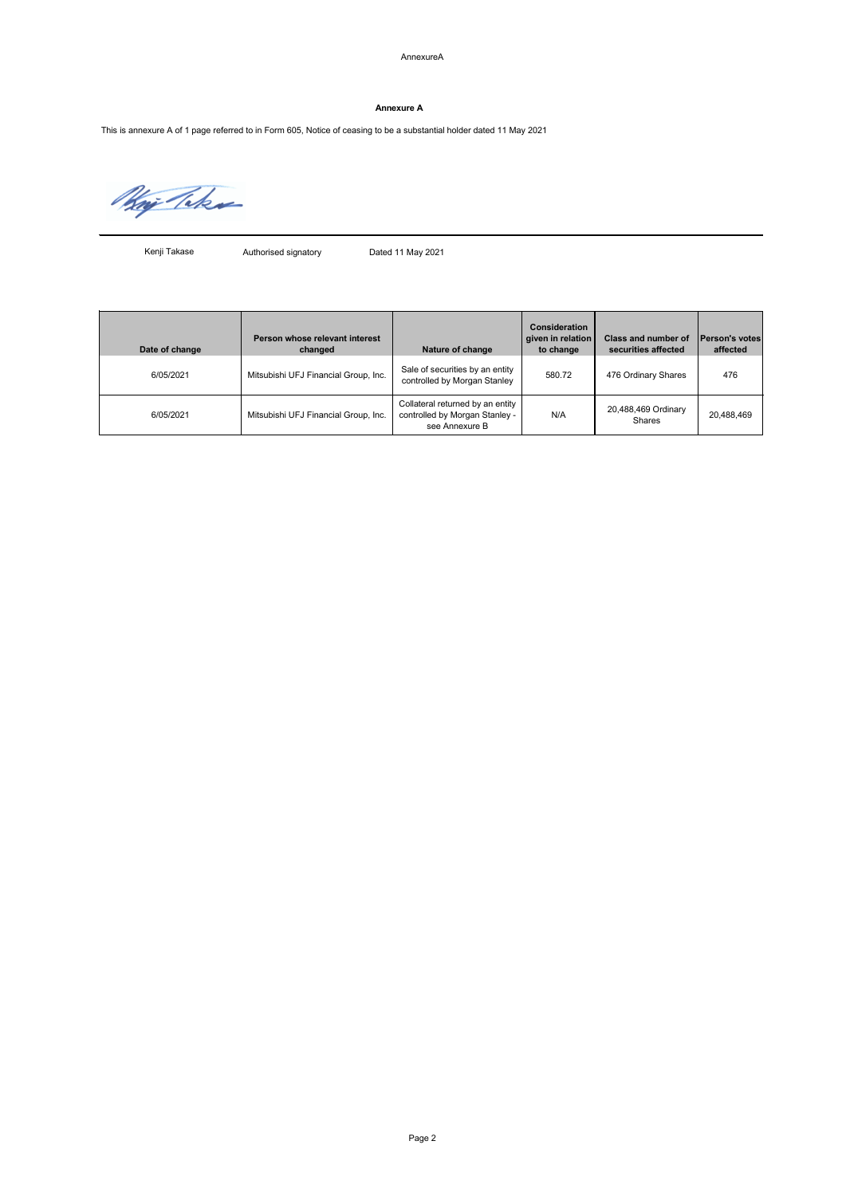AnnexureA

## Annexure A

This is annexure A of 1 page referred to in Form 605, Notice of ceasing to be a substantial holder dated 11 May 2021

Kenji Takase &nbsp;&nbsp;&nbsp;&nbsp; Authorised signatory &nbsp;&nbsp;&nbsp;&nbsp; Dated 11 May 2021

| Date of change | Person whose relevant interest changed | Nature of change | Consideration given in relation to change | Class and number of securities affected | Person's votes affected |
|---|---|---|---|---|---|
| 6/05/2021 | Mitsubishi UFJ Financial Group, Inc. | Sale of securities by an entity controlled by Morgan Stanley | 580.72 | 476 Ordinary Shares | 476 |
| 6/05/2021 | Mitsubishi UFJ Financial Group, Inc. | Collateral returned by an entity controlled by Morgan Stanley - see Annexure B | N/A | 20,488,469 Ordinary Shares | 20,488,469 |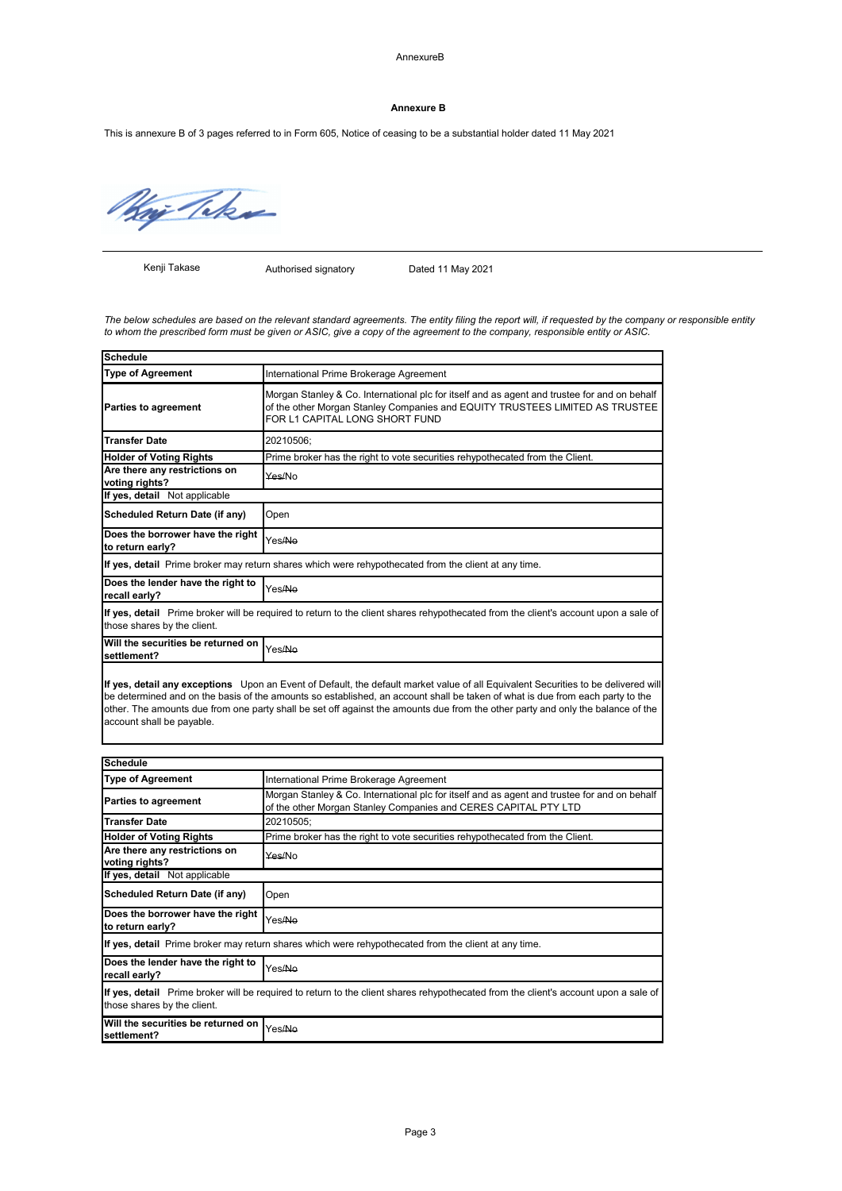AnnexureB

**Annexure B**

This is annexure B of 3 pages referred to in Form 605, Notice of ceasing to be a substantial holder dated 11 May 2021

Kenji Takase | Authorised signatory | Dated 11 May 2021

*The below schedules are based on the relevant standard agreements. The entity filing the report will, if requested by the company or responsible entity to whom the prescribed form must be given or ASIC, give a copy of the agreement to the company, responsible entity or ASIC.*

| **Schedule** | |
|---|---|
| **Type of Agreement** | International Prime Brokerage Agreement |
| **Parties to agreement** | Morgan Stanley & Co. International plc for itself and as agent and trustee for and on behalf of the other Morgan Stanley Companies and EQUITY TRUSTEES LIMITED AS TRUSTEE FOR L1 CAPITAL LONG SHORT FUND |
| **Transfer Date** | 20210506; |
| **Holder of Voting Rights** | Prime broker has the right to vote securities rehypothecated from the Client. |
| **Are there any restrictions on voting rights?** | ~~Yes~~/No |
| **If yes, detail** Not applicable | |
| **Scheduled Return Date (if any)** | Open |
| **Does the borrower have the right to return early?** | Yes/~~No~~ |
| **If yes, detail** Prime broker may return shares which were rehypothecated from the client at any time. | |
| **Does the lender have the right to recall early?** | Yes/~~No~~ |
| **If yes, detail** Prime broker will be required to return to the client shares rehypothecated from the client's account upon a sale of those shares by the client. | |
| **Will the securities be returned on settlement?** | Yes/~~No~~ |
| **If yes, detail any exceptions** Upon an Event of Default, the default market value of all Equivalent Securities to be delivered will be determined and on the basis of the amounts so established, an account shall be taken of what is due from each party to the other. The amounts due from one party shall be set off against the amounts due from the other party and only the balance of the account shall be payable. | |

| **Schedule** | |
|---|---|
| **Type of Agreement** | International Prime Brokerage Agreement |
| **Parties to agreement** | Morgan Stanley & Co. International plc for itself and as agent and trustee for and on behalf of the other Morgan Stanley Companies and CERES CAPITAL PTY LTD |
| **Transfer Date** | 20210505; |
| **Holder of Voting Rights** | Prime broker has the right to vote securities rehypothecated from the Client. |
| **Are there any restrictions on voting rights?** | ~~Yes~~/No |
| **If yes, detail** Not applicable | |
| **Scheduled Return Date (if any)** | Open |
| **Does the borrower have the right to return early?** | Yes/~~No~~ |
| **If yes, detail** Prime broker may return shares which were rehypothecated from the client at any time. | |
| **Does the lender have the right to recall early?** | Yes/~~No~~ |
| **If yes, detail** Prime broker will be required to return to the client shares rehypothecated from the client's account upon a sale of those shares by the client. | |
| **Will the securities be returned on settlement?** | Yes/~~No~~ |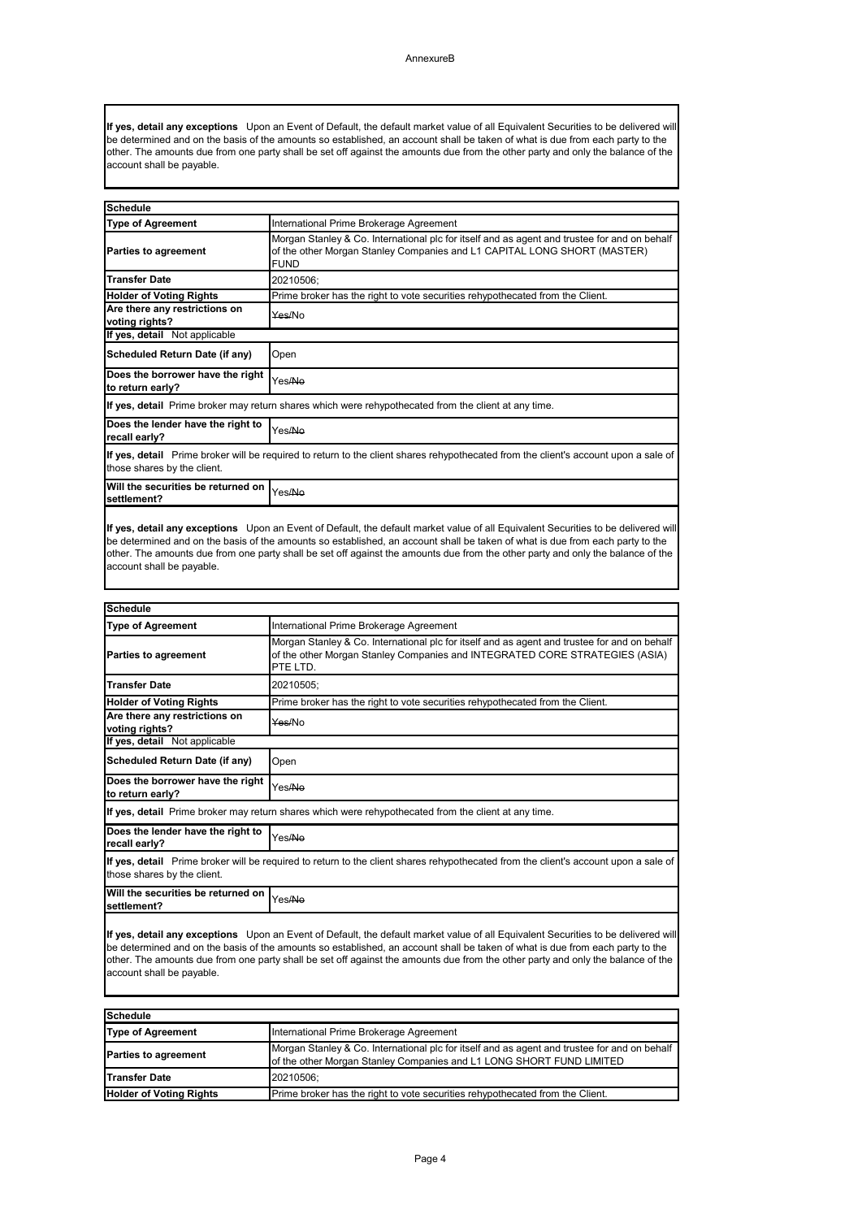**If yes, detail any exceptions** Upon an Event of Default, the default market value of all Equivalent Securities to be delivered will be determined and on the basis of the amounts so established, an account shall be taken of what is due from each party to the other. The amounts due from one party shall be set off against the amounts due from the other party and only the balance of the account shall be payable.

| **Schedule** | |
|---|---|
| **Type of Agreement** | International Prime Brokerage Agreement |
| **Parties to agreement** | Morgan Stanley & Co. International plc for itself and as agent and trustee for and on behalf of the other Morgan Stanley Companies and L1 CAPITAL LONG SHORT (MASTER) FUND |
| **Transfer Date** | 20210506; |
| **Holder of Voting Rights** | Prime broker has the right to vote securities rehypothecated from the Client. |
| **Are there any restrictions on voting rights?** | ~~Yes~~/No |
| **If yes, detail** Not applicable | |
| **Scheduled Return Date (if any)** | Open |
| **Does the borrower have the right to return early?** | Yes/~~No~~ |
| **If yes, detail** Prime broker may return shares which were rehypothecated from the client at any time. | |
| **Does the lender have the right to recall early?** | Yes/~~No~~ |
| **If yes, detail** Prime broker will be required to return to the client shares rehypothecated from the client's account upon a sale of those shares by the client. | |
| **Will the securities be returned on settlement?** | Yes/~~No~~ |

**If yes, detail any exceptions** Upon an Event of Default, the default market value of all Equivalent Securities to be delivered will be determined and on the basis of the amounts so established, an account shall be taken of what is due from each party to the other. The amounts due from one party shall be set off against the amounts due from the other party and only the balance of the account shall be payable.

| **Schedule** | |
|---|---|
| **Type of Agreement** | International Prime Brokerage Agreement |
| **Parties to agreement** | Morgan Stanley & Co. International plc for itself and as agent and trustee for and on behalf of the other Morgan Stanley Companies and INTEGRATED CORE STRATEGIES (ASIA) PTE LTD. |
| **Transfer Date** | 20210505; |
| **Holder of Voting Rights** | Prime broker has the right to vote securities rehypothecated from the Client. |
| **Are there any restrictions on voting rights?** | ~~Yes~~/No |
| **If yes, detail** Not applicable | |
| **Scheduled Return Date (if any)** | Open |
| **Does the borrower have the right to return early?** | Yes/~~No~~ |
| **If yes, detail** Prime broker may return shares which were rehypothecated from the client at any time. | |
| **Does the lender have the right to recall early?** | Yes/~~No~~ |
| **If yes, detail** Prime broker will be required to return to the client shares rehypothecated from the client's account upon a sale of those shares by the client. | |
| **Will the securities be returned on settlement?** | Yes/~~No~~ |

**If yes, detail any exceptions** Upon an Event of Default, the default market value of all Equivalent Securities to be delivered will be determined and on the basis of the amounts so established, an account shall be taken of what is due from each party to the other. The amounts due from one party shall be set off against the amounts due from the other party and only the balance of the account shall be payable.

| **Schedule** | |
|---|---|
| **Type of Agreement** | International Prime Brokerage Agreement |
| **Parties to agreement** | Morgan Stanley & Co. International plc for itself and as agent and trustee for and on behalf of the other Morgan Stanley Companies and L1 LONG SHORT FUND LIMITED |
| **Transfer Date** | 20210506; |
| **Holder of Voting Rights** | Prime broker has the right to vote securities rehypothecated from the Client. |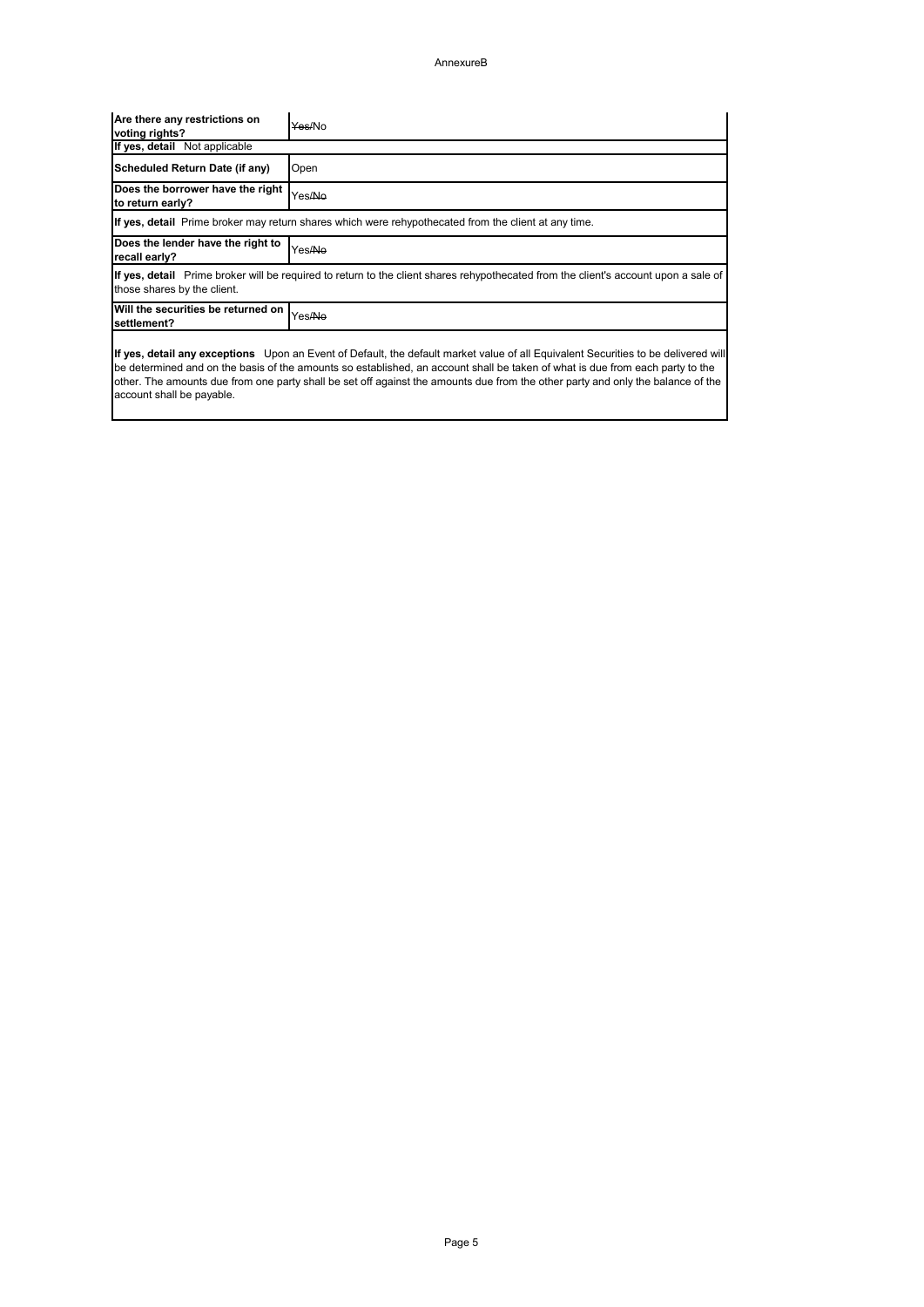| | |
|---|---|
| **Are there any restrictions on voting rights?** | ~~Yes~~/No |
| **If yes, detail** Not applicable | |
| **Scheduled Return Date (if any)** | Open |
| **Does the borrower have the right to return early?** | Yes/~~No~~ |
| **If yes, detail** Prime broker may return shares which were rehypothecated from the client at any time. | |
| **Does the lender have the right to recall early?** | Yes/~~No~~ |
| **If yes, detail** Prime broker will be required to return to the client shares rehypothecated from the client's account upon a sale of those shares by the client. | |
| **Will the securities be returned on settlement?** | Yes/~~No~~ |
| **If yes, detail any exceptions** Upon an Event of Default, the default market value of all Equivalent Securities to be delivered will be determined and on the basis of the amounts so established, an account shall be taken of what is due from each party to the other. The amounts due from one party shall be set off against the amounts due from the other party and only the balance of the account shall be payable. | |